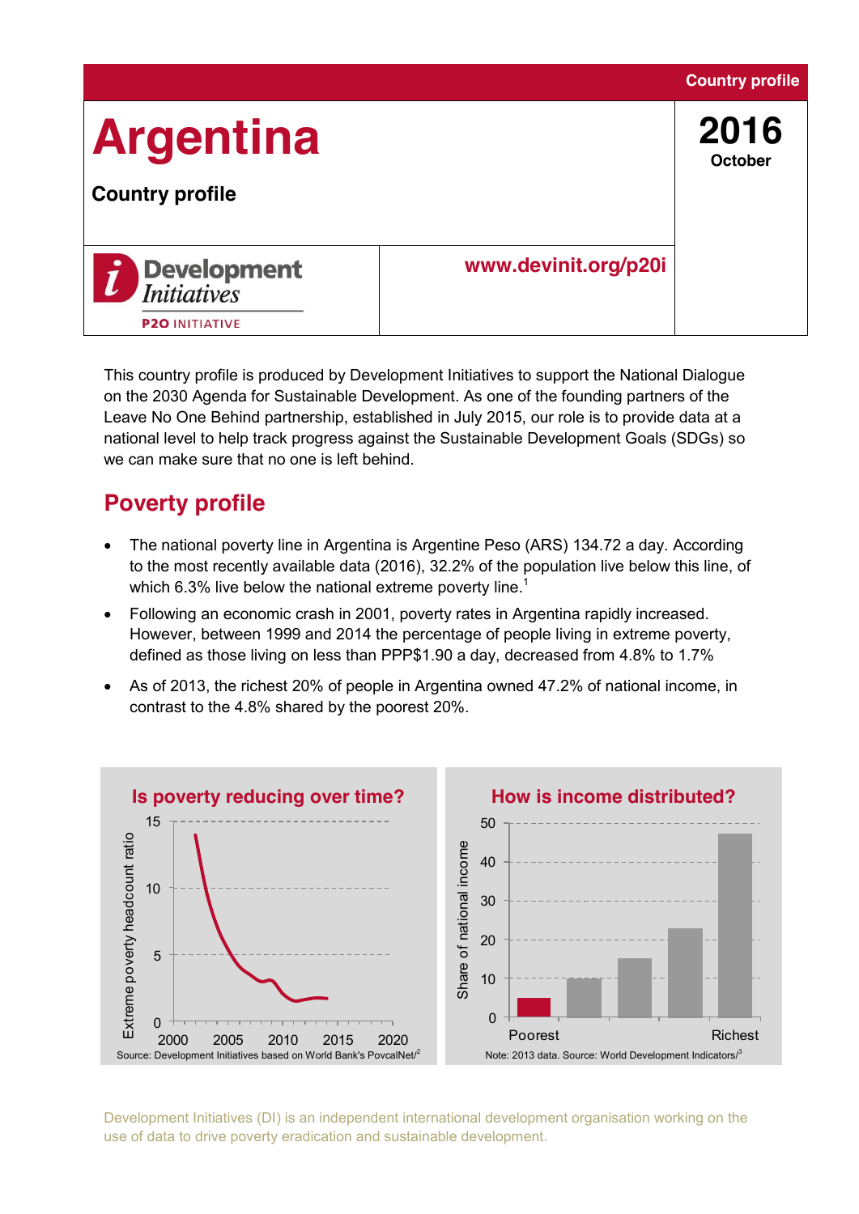Country profile

# Argentina

**2016**
**October**

**Country profile**

Development Initiatives
P20 INITIATIVE

www.devinit.org/p20i

This country profile is produced by Development Initiatives to support the National Dialogue on the 2030 Agenda for Sustainable Development. As one of the founding partners of the Leave No One Behind partnership, established in July 2015, our role is to provide data at a national level to help track progress against the Sustainable Development Goals (SDGs) so we can make sure that no one is left behind.

## Poverty profile

- The national poverty line in Argentina is Argentine Peso (ARS) 134.72 a day. According to the most recently available data (2016), 32.2% of the population live below this line, of which 6.3% live below the national extreme poverty line.[1]
- Following an economic crash in 2001, poverty rates in Argentina rapidly increased. However, between 1999 and 2014 the percentage of people living in extreme poverty, defined as those living on less than PPP$1.90 a day, decreased from 4.8% to 1.7%
- As of 2013, the richest 20% of people in Argentina owned 47.2% of national income, in contrast to the 4.8% shared by the poorest 20%.

**Is poverty reducing over time?**

Source: Development Initiatives based on World Bank's PovcalNet[2]

**How is income distributed?**

Note: 2013 data. Source: World Development Indicators[3]

Development Initiatives (DI) is an independent international development organisation working on the use of data to drive poverty eradication and sustainable development.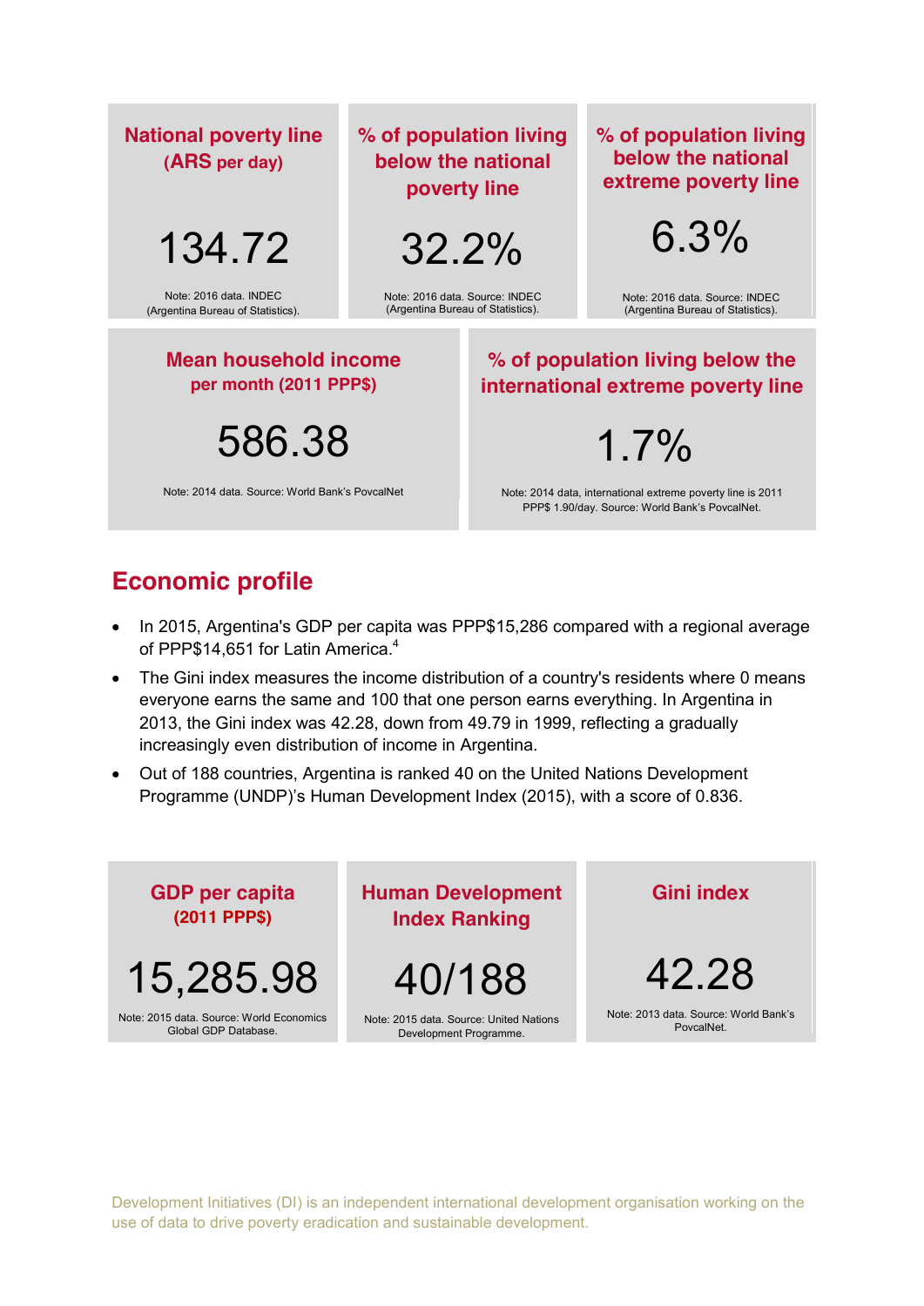**National poverty line (ARS per day)**

134.72

Note: 2016 data. INDEC (Argentina Bureau of Statistics).

**% of population living below the national poverty line**

32.2%

Note: 2016 data. Source: INDEC (Argentina Bureau of Statistics).

**% of population living below the national extreme poverty line**

6.3%

Note: 2016 data. Source: INDEC (Argentina Bureau of Statistics).

**Mean household income per month (2011 PPP$)**

586.38

Note: 2014 data. Source: World Bank's PovcalNet

**% of population living below the international extreme poverty line**

1.7%

Note: 2014 data, international extreme poverty line is 2011 PPP$ 1.90/day. Source: World Bank's PovcalNet.

## Economic profile

- In 2015, Argentina's GDP per capita was PPP$15,286 compared with a regional average of PPP$14,651 for Latin America.[4]
- The Gini index measures the income distribution of a country's residents where 0 means everyone earns the same and 100 that one person earns everything. In Argentina in 2013, the Gini index was 42.28, down from 49.79 in 1999, reflecting a gradually increasingly even distribution of income in Argentina.
- Out of 188 countries, Argentina is ranked 40 on the United Nations Development Programme (UNDP)'s Human Development Index (2015), with a score of 0.836.

**GDP per capita (2011 PPP$)**

15,285.98

Note: 2015 data. Source: World Economics Global GDP Database.

**Human Development Index Ranking**

40/188

Note: 2015 data. Source: United Nations Development Programme.

**Gini index**

42.28

Note: 2013 data. Source: World Bank's PovcalNet.

Development Initiatives (DI) is an independent international development organisation working on the use of data to drive poverty eradication and sustainable development.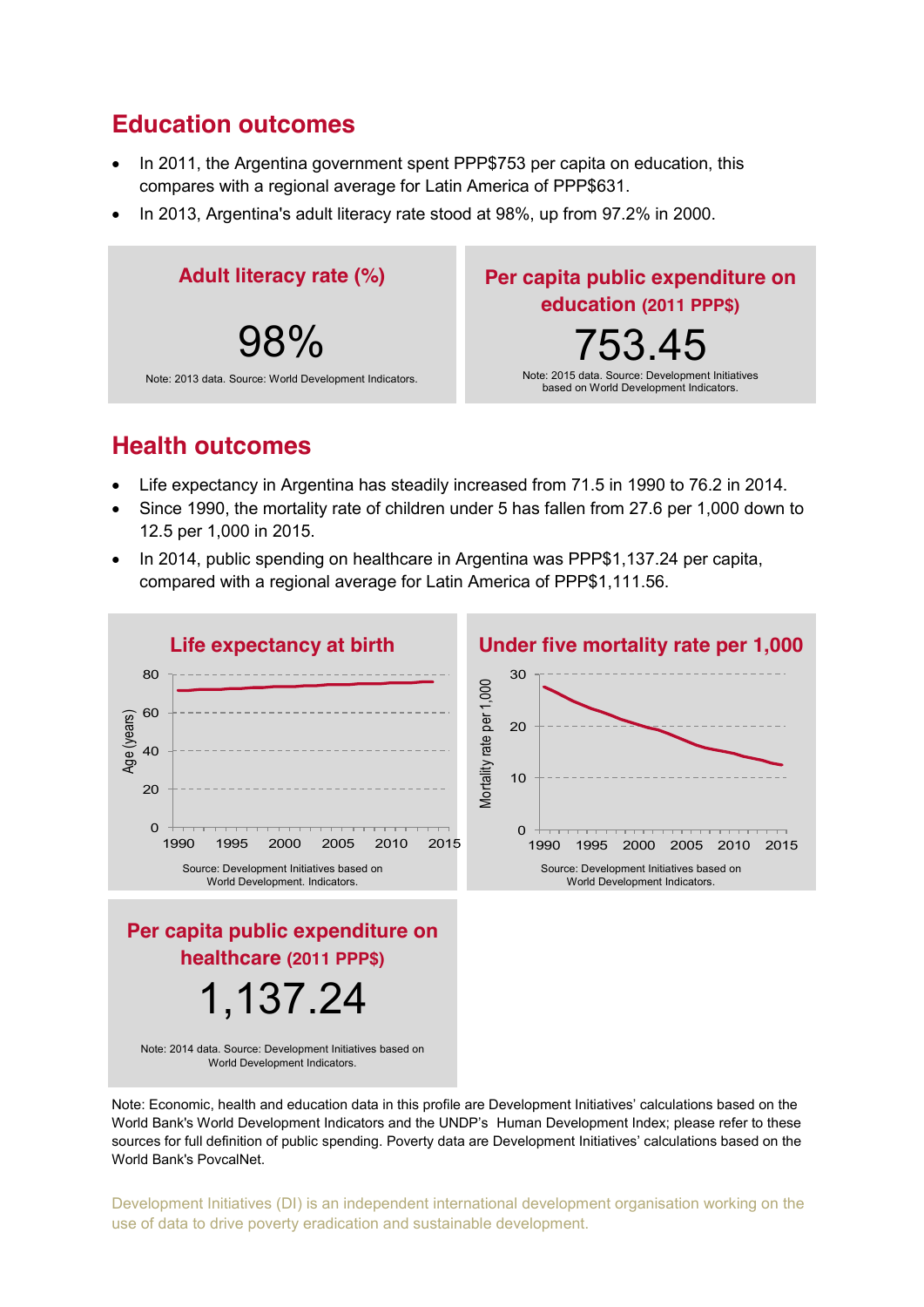## Education outcomes

- In 2011, the Argentina government spent PPP$753 per capita on education, this compares with a regional average for Latin America of PPP$631.
- In 2013, Argentina's adult literacy rate stood at 98%, up from 97.2% in 2000.

**Adult literacy rate (%)**

98%

Note: 2013 data. Source: World Development Indicators.

**Per capita public expenditure on education (2011 PPP$)**

753.45

Note: 2015 data. Source: Development Initiatives based on World Development Indicators.

## Health outcomes

- Life expectancy in Argentina has steadily increased from 71.5 in 1990 to 76.2 in 2014.
- Since 1990, the mortality rate of children under 5 has fallen from 27.6 per 1,000 down to 12.5 per 1,000 in 2015.
- In 2014, public spending on healthcare in Argentina was PPP$1,137.24 per capita, compared with a regional average for Latin America of PPP$1,111.56.

**Life expectancy at birth**

Source: Development Initiatives based on World Development. Indicators.

**Under five mortality rate per 1,000**

Source: Development Initiatives based on World Development Indicators.

**Per capita public expenditure on healthcare (2011 PPP$)**

1,137.24

Note: 2014 data. Source: Development Initiatives based on World Development Indicators.

Note: Economic, health and education data in this profile are Development Initiatives' calculations based on the World Bank's World Development Indicators and the UNDP's Human Development Index; please refer to these sources for full definition of public spending. Poverty data are Development Initiatives' calculations based on the World Bank's PovcalNet.

Development Initiatives (DI) is an independent international development organisation working on the use of data to drive poverty eradication and sustainable development.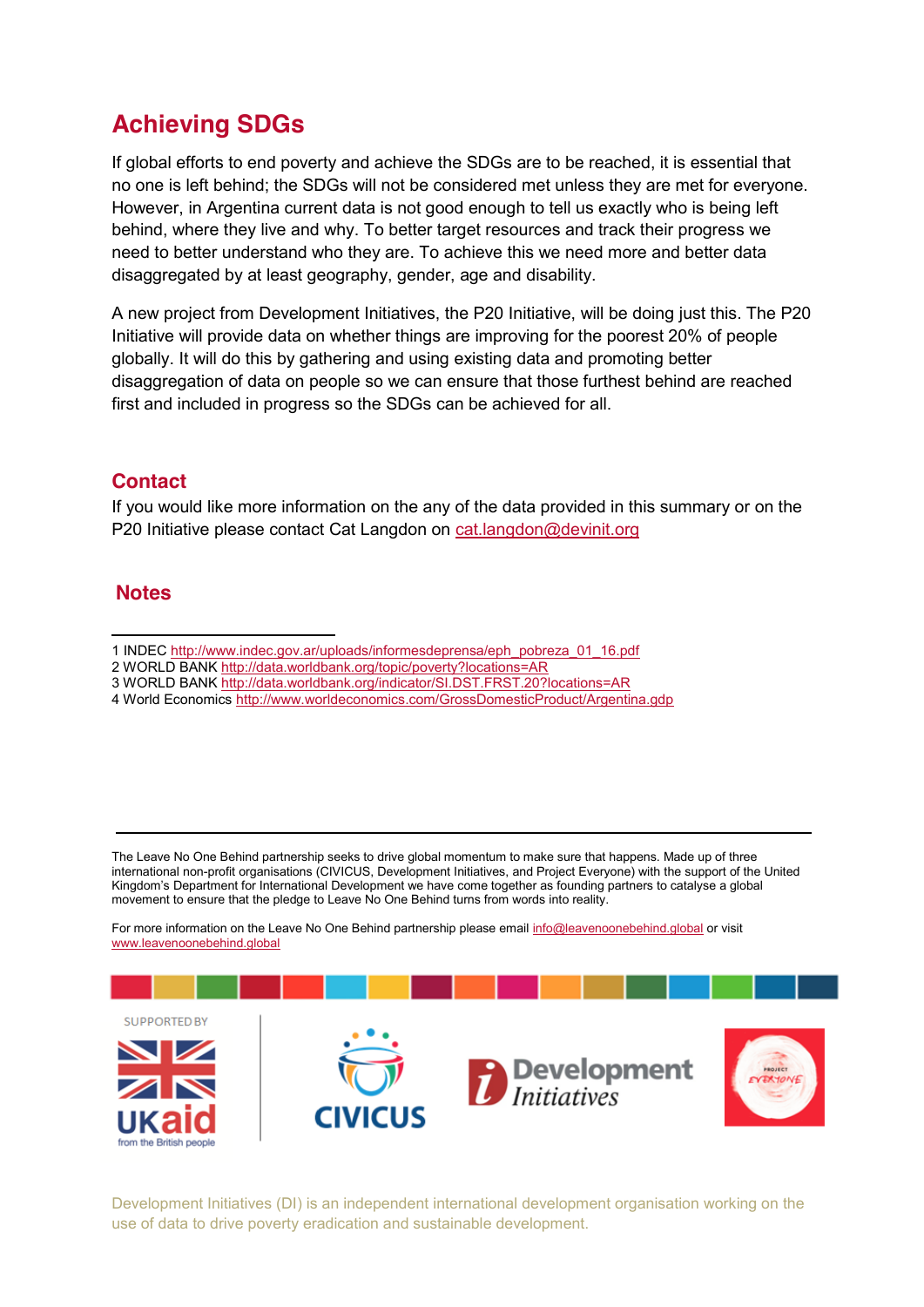## Achieving SDGs

If global efforts to end poverty and achieve the SDGs are to be reached, it is essential that no one is left behind; the SDGs will not be considered met unless they are met for everyone. However, in Argentina current data is not good enough to tell us exactly who is being left behind, where they live and why. To better target resources and track their progress we need to better understand who they are. To achieve this we need more and better data disaggregated by at least geography, gender, age and disability.

A new project from Development Initiatives, the P20 Initiative, will be doing just this. The P20 Initiative will provide data on whether things are improving for the poorest 20% of people globally. It will do this by gathering and using existing data and promoting better disaggregation of data on people so we can ensure that those furthest behind are reached first and included in progress so the SDGs can be achieved for all.

## Contact

If you would like more information on the any of the data provided in this summary or on the P20 Initiative please contact Cat Langdon on cat.langdon@devinit.org

## Notes

1 INDEC http://www.indec.gov.ar/uploads/informesdeprensa/eph_pobreza_01_16.pdf
2 WORLD BANK http://data.worldbank.org/topic/poverty?locations=AR
3 WORLD BANK http://data.worldbank.org/indicator/SI.DST.FRST.20?locations=AR
4 World Economics http://www.worldeconomics.com/GrossDomesticProduct/Argentina.gdp

---

The Leave No One Behind partnership seeks to drive global momentum to make sure that happens. Made up of three international non-profit organisations (CIVICUS, Development Initiatives, and Project Everyone) with the support of the United Kingdom's Department for International Development we have come together as founding partners to catalyse a global movement to ensure that the pledge to Leave No One Behind turns from words into reality.

For more information on the Leave No One Behind partnership please email info@leavenoonebehind.global or visit www.leavenoonebehind.global

SUPPORTED BY

UKaid from the British people

CIVICUS

Development Initiatives

Project Everyone

Development Initiatives (DI) is an independent international development organisation working on the use of data to drive poverty eradication and sustainable development.